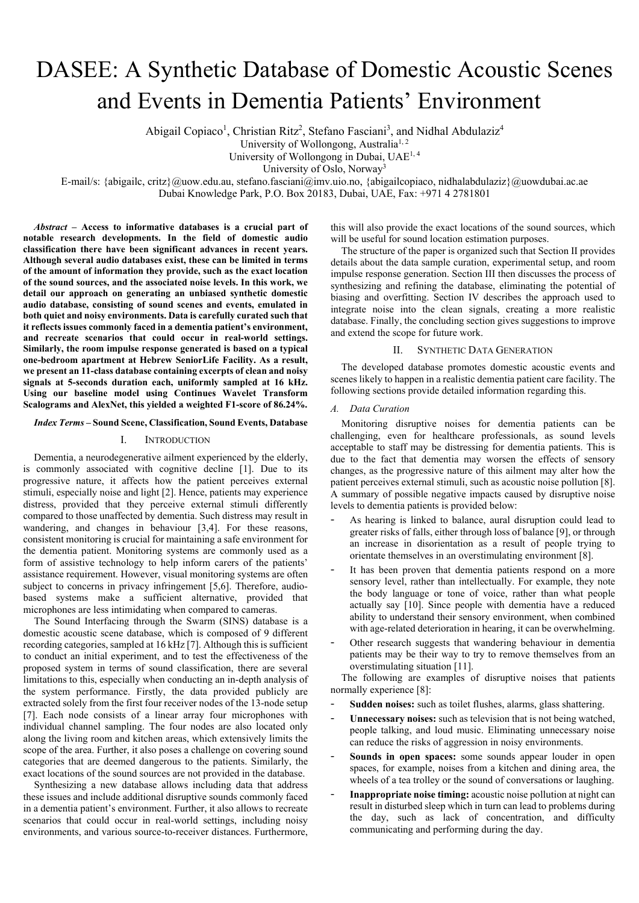# DASEE: A Synthetic Database of Domestic Acoustic Scenes and Events in Dementia Patients' Environment

Abigail Copiaco[1], Christian Ritz[2], Stefano Fasciani[3], and Nidhal Abdulaziz[4]

University of Wollongong, Australia[1, 2]

University of Wollongong in Dubai, UAE[1, 4]

University of Oslo, Norway[3]

E-mail/s: {abigailc, critz}@uow.edu.au, stefano.fasciani@imv.uio.no, {abigailcopiaco, nidhalabdulaziz}@uowdubai.ac.ae

Dubai Knowledge Park, P.O. Box 20183, Dubai, UAE, Fax: +971 4 2781801

***Abstract* – Access to informative databases is a crucial part of notable research developments. In the field of domestic audio classification there have been significant advances in recent years. Although several audio databases exist, these can be limited in terms of the amount of information they provide, such as the exact location of the sound sources, and the associated noise levels. In this work, we detail our approach on generating an unbiased synthetic domestic audio database, consisting of sound scenes and events, emulated in both quiet and noisy environments. Data is carefully curated such that it reflects issues commonly faced in a dementia patient's environment, and recreate scenarios that could occur in real-world settings. Similarly, the room impulse response generated is based on a typical one-bedroom apartment at Hebrew SeniorLife Facility. As a result, we present an 11-class database containing excerpts of clean and noisy signals at 5-seconds duration each, uniformly sampled at 16 kHz. Using our baseline model using Continues Wavelet Transform Scalograms and AlexNet, this yielded a weighted F1-score of 86.24%.**

***Index Terms* – Sound Scene, Classification, Sound Events, Database**

## I. Introduction

Dementia, a neurodegenerative ailment experienced by the elderly, is commonly associated with cognitive decline [1]. Due to its progressive nature, it affects how the patient perceives external stimuli, especially noise and light [2]. Hence, patients may experience distress, provided that they perceive external stimuli differently compared to those unaffected by dementia. Such distress may result in wandering, and changes in behaviour [3,4]. For these reasons, consistent monitoring is crucial for maintaining a safe environment for the dementia patient. Monitoring systems are commonly used as a form of assistive technology to help inform carers of the patients' assistance requirement. However, visual monitoring systems are often subject to concerns in privacy infringement [5,6]. Therefore, audio-based systems make a sufficient alternative, provided that microphones are less intimidating when compared to cameras.

The Sound Interfacing through the Swarm (SINS) database is a domestic acoustic scene database, which is composed of 9 different recording categories, sampled at 16 kHz [7]. Although this is sufficient to conduct an initial experiment, and to test the effectiveness of the proposed system in terms of sound classification, there are several limitations to this, especially when conducting an in-depth analysis of the system performance. Firstly, the data provided publicly are extracted solely from the first four receiver nodes of the 13-node setup [7]. Each node consists of a linear array four microphones with individual channel sampling. The four nodes are also located only along the living room and kitchen areas, which extensively limits the scope of the area. Further, it also poses a challenge on covering sound categories that are deemed dangerous to the patients. Similarly, the exact locations of the sound sources are not provided in the database.

Synthesizing a new database allows including data that address these issues and include additional disruptive sounds commonly faced in a dementia patient's environment. Further, it also allows to recreate scenarios that could occur in real-world settings, including noisy environments, and various source-to-receiver distances. Furthermore, this will also provide the exact locations of the sound sources, which will be useful for sound location estimation purposes.

The structure of the paper is organized such that Section II provides details about the data sample curation, experimental setup, and room impulse response generation. Section III then discusses the process of synthesizing and refining the database, eliminating the potential of biasing and overfitting. Section IV describes the approach used to integrate noise into the clean signals, creating a more realistic database. Finally, the concluding section gives suggestions to improve and extend the scope for future work.

## II. Synthetic Data Generation

The developed database promotes domestic acoustic events and scenes likely to happen in a realistic dementia patient care facility. The following sections provide detailed information regarding this.

### *A. Data Curation*

Monitoring disruptive noises for dementia patients can be challenging, even for healthcare professionals, as sound levels acceptable to staff may be distressing for dementia patients. This is due to the fact that dementia may worsen the effects of sensory changes, as the progressive nature of this ailment may alter how the patient perceives external stimuli, such as acoustic noise pollution [8]. A summary of possible negative impacts caused by disruptive noise levels to dementia patients is provided below:

- As hearing is linked to balance, aural disruption could lead to greater risks of falls, either through loss of balance [9], or through an increase in disorientation as a result of people trying to orientate themselves in an overstimulating environment [8].
- It has been proven that dementia patients respond on a more sensory level, rather than intellectually. For example, they note the body language or tone of voice, rather than what people actually say [10]. Since people with dementia have a reduced ability to understand their sensory environment, when combined with age-related deterioration in hearing, it can be overwhelming.
- Other research suggests that wandering behaviour in dementia patients may be their way to try to remove themselves from an overstimulating situation [11].

The following are examples of disruptive noises that patients normally experience [8]:

- **Sudden noises:** such as toilet flushes, alarms, glass shattering.
- **Unnecessary noises:** such as television that is not being watched, people talking, and loud music. Eliminating unnecessary noise can reduce the risks of aggression in noisy environments.
- **Sounds in open spaces:** some sounds appear louder in open spaces, for example, noises from a kitchen and dining area, the wheels of a tea trolley or the sound of conversations or laughing.
- **Inappropriate noise timing:** acoustic noise pollution at night can result in disturbed sleep which in turn can lead to problems during the day, such as lack of concentration, and difficulty communicating and performing during the day.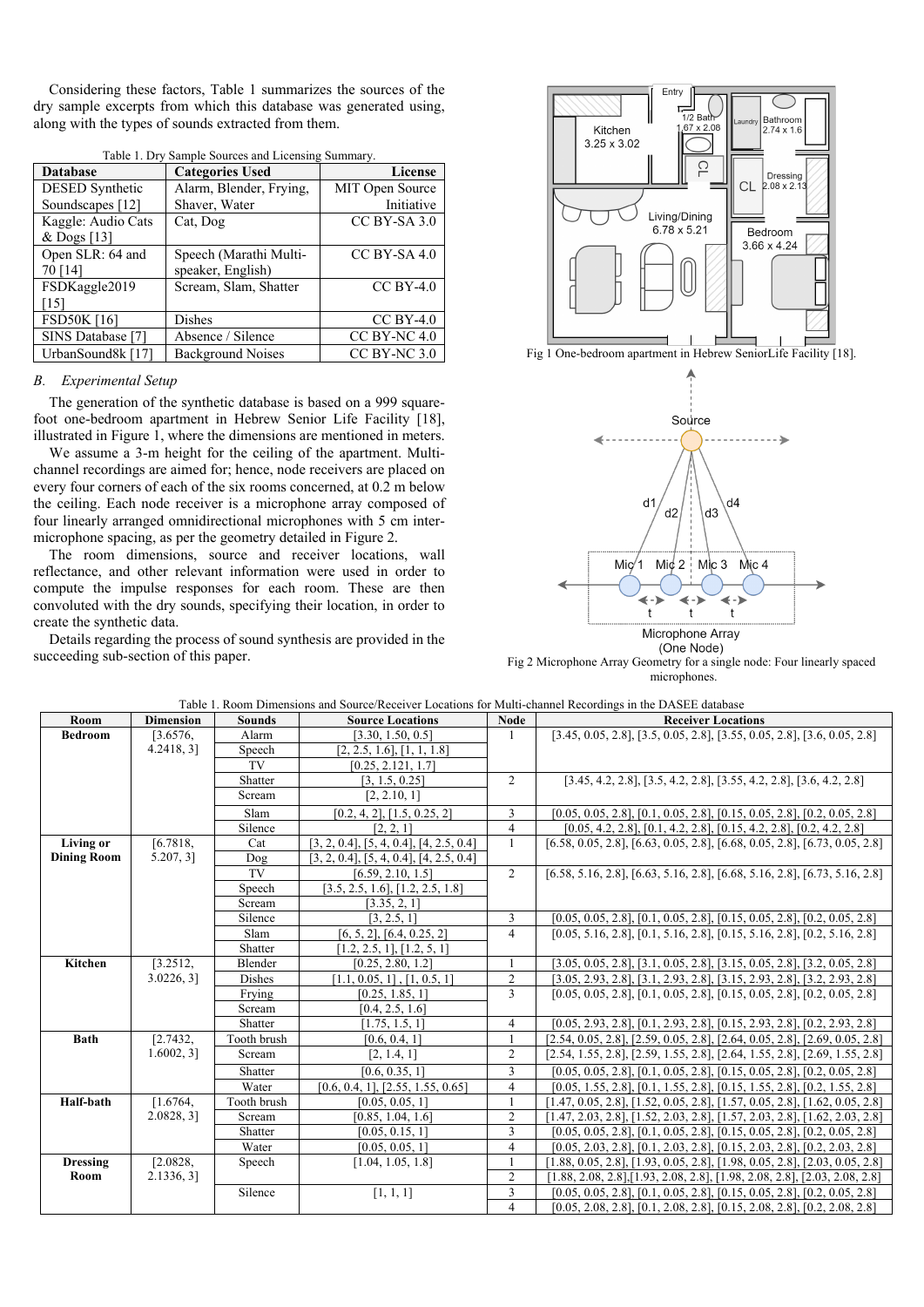Considering these factors, Table 1 summarizes the sources of the dry sample excerpts from which this database was generated using, along with the types of sounds extracted from them.

Table 1. Dry Sample Sources and Licensing Summary.

| Database | Categories Used | License |
|---|---|---|
| DESED Synthetic Soundscapes [12] | Alarm, Blender, Frying, Shaver, Water | MIT Open Source Initiative |
| Kaggle: Audio Cats & Dogs [13] | Cat, Dog | CC BY-SA 3.0 |
| Open SLR: 64 and 70 [14] | Speech (Marathi Multi-speaker, English) | CC BY-SA 4.0 |
| FSDKaggle2019 [15] | Scream, Slam, Shatter | CC BY-4.0 |
| FSD50K [16] | Dishes | CC BY-4.0 |
| SINS Database [7] | Absence / Silence | CC BY-NC 4.0 |
| UrbanSound8k [17] | Background Noises | CC BY-NC 3.0 |

### *B. Experimental Setup*

The generation of the synthetic database is based on a 999 square-foot one-bedroom apartment in Hebrew Senior Life Facility [18], illustrated in Figure 1, where the dimensions are mentioned in meters.

We assume a 3-m height for the ceiling of the apartment. Multi-channel recordings are aimed for; hence, node receivers are placed on every four corners of each of the six rooms concerned, at 0.2 m below the ceiling. Each node receiver is a microphone array composed of four linearly arranged omnidirectional microphones with 5 cm inter-microphone spacing, as per the geometry detailed in Figure 2.

The room dimensions, source and receiver locations, wall reflectance, and other relevant information were used in order to compute the impulse responses for each room. These are then convoluted with the dry sounds, specifying their location, in order to create the synthetic data.

Details regarding the process of sound synthesis are provided in the succeeding sub-section of this paper.

Fig 1 One-bedroom apartment in Hebrew SeniorLife Facility [18].

Fig 2 Microphone Array Geometry for a single node: Four linearly spaced microphones.

Table 1. Room Dimensions and Source/Receiver Locations for Multi-channel Recordings in the DASEE database

| Room | Dimension | Sounds | Source Locations | Node | Receiver Locations |
|---|---|---|---|---|---|
| **Bedroom** | [3.6576, 4.2418, 3] | Alarm | [3.30, 1.50, 0.5] | 1 | [3.45, 0.05, 2.8], [3.5, 0.05, 2.8], [3.55, 0.05, 2.8], [3.6, 0.05, 2.8] |
| | | Speech | [2, 2.5, 1.6], [1, 1, 1.8] | | |
| | | TV | [0.25, 2.121, 1.7] | | |
| | | Shatter | [3, 1.5, 0.25] | 2 | [3.45, 4.2, 2.8], [3.5, 4.2, 2.8], [3.55, 4.2, 2.8], [3.6, 4.2, 2.8] |
| | | Scream | [2, 2.10, 1] | | |
| | | Slam | [0.2, 4, 2], [1.5, 0.25, 2] | 3 | [0.05, 0.05, 2.8], [0.1, 0.05, 2.8], [0.15, 0.05, 2.8], [0.2, 0.05, 2.8] |
| | | Silence | [2, 2, 1] | 4 | [0.05, 4.2, 2.8], [0.1, 4.2, 2.8], [0.15, 4.2, 2.8], [0.2, 4.2, 2.8] |
| **Living or Dining Room** | [6.7818, 5.207, 3] | Cat | [3, 2, 0.4], [5, 4, 0.4], [4, 2.5, 0.4] | 1 | [6.58, 0.05, 2.8], [6.63, 0.05, 2.8], [6.68, 0.05, 2.8], [6.73, 0.05, 2.8] |
| | | Dog | [3, 2, 0.4], [5, 4, 0.4], [4, 2.5, 0.4] | | |
| | | TV | [6.59, 2.10, 1.5] | 2 | [6.58, 5.16, 2.8], [6.63, 5.16, 2.8], [6.68, 5.16, 2.8], [6.73, 5.16, 2.8] |
| | | Speech | [3.5, 2.5, 1.6], [1.2, 2.5, 1.8] | | |
| | | Scream | [3.35, 2, 1] | | |
| | | Silence | [3, 2.5, 1] | 3 | [0.05, 0.05, 2.8], [0.1, 0.05, 2.8], [0.15, 0.05, 2.8], [0.2, 0.05, 2.8] |
| | | Slam | [6, 5, 2], [6.4, 0.25, 2] | 4 | [0.05, 5.16, 2.8], [0.1, 5.16, 2.8], [0.15, 5.16, 2.8], [0.2, 5.16, 2.8] |
| | | Shatter | [1.2, 2.5, 1], [1.2, 5, 1] | | |
| **Kitchen** | [3.2512, 3.0226, 3] | Blender | [0.25, 2.80, 1.2] | 1 | [3.05, 0.05, 2.8], [3.1, 0.05, 2.8], [3.15, 0.05, 2.8], [3.2, 0.05, 2.8] |
| | | Dishes | [1.1, 0.05, 1] , [1, 0.5, 1] | 2 | [3.05, 2.93, 2.8], [3.1, 2.93, 2.8], [3.15, 2.93, 2.8], [3.2, 2.93, 2.8] |
| | | Frying | [0.25, 1.85, 1] | 3 | [0.05, 0.05, 2.8], [0.1, 0.05, 2.8], [0.15, 0.05, 2.8], [0.2, 0.05, 2.8] |
| | | Scream | [0.4, 2.5, 1.6] | | |
| | | Shatter | [1.75, 1.5, 1] | 4 | [0.05, 2.93, 2.8], [0.1, 2.93, 2.8], [0.15, 2.93, 2.8], [0.2, 2.93, 2.8] |
| **Bath** | [2.7432, 1.6002, 3] | Tooth brush | [0.6, 0.4, 1] | 1 | [2.54, 0.05, 2.8], [2.59, 0.05, 2.8], [2.64, 0.05, 2.8], [2.69, 0.05, 2.8] |
| | | Scream | [2, 1.4, 1] | 2 | [2.54, 1.55, 2.8], [2.59, 1.55, 2.8], [2.64, 1.55, 2.8], [2.69, 1.55, 2.8] |
| | | Shatter | [0.6, 0.35, 1] | 3 | [0.05, 0.05, 2.8], [0.1, 0.05, 2.8], [0.15, 0.05, 2.8], [0.2, 0.05, 2.8] |
| | | Water | [0.6, 0.4, 1], [2.55, 1.55, 0.65] | 4 | [0.05, 1.55, 2.8], [0.1, 1.55, 2.8], [0.15, 1.55, 2.8], [0.2, 1.55, 2.8] |
| **Half-bath** | [1.6764, 2.0828, 3] | Tooth brush | [0.05, 0.05, 1] | 1 | [1.47, 0.05, 2.8], [1.52, 0.05, 2.8], [1.57, 0.05, 2.8], [1.62, 0.05, 2.8] |
| | | Scream | [0.85, 1.04, 1.6] | 2 | [1.47, 2.03, 2.8], [1.52, 2.03, 2.8], [1.57, 2.03, 2.8], [1.62, 2.03, 2.8] |
| | | Shatter | [0.05, 0.15, 1] | 3 | [0.05, 0.05, 2.8], [0.1, 0.05, 2.8], [0.15, 0.05, 2.8], [0.2, 0.05, 2.8] |
| | | Water | [0.05, 0.05, 1] | 4 | [0.05, 2.03, 2.8], [0.1, 2.03, 2.8], [0.15, 2.03, 2.8], [0.2, 2.03, 2.8] |
| **Dressing Room** | [2.0828, 2.1336, 3] | Speech | [1.04, 1.05, 1.8] | 1 | [1.88, 0.05, 2.8], [1.93, 0.05, 2.8], [1.98, 0.05, 2.8], [2.03, 0.05, 2.8] |
| | | | | 2 | [1.88, 2.08, 2.8],[1.93, 2.08, 2.8], [1.98, 2.08, 2.8], [2.03, 2.08, 2.8] |
| | | Silence | [1, 1, 1] | 3 | [0.05, 0.05, 2.8], [0.1, 0.05, 2.8], [0.15, 0.05, 2.8], [0.2, 0.05, 2.8] |
| | | | | 4 | [0.05, 2.08, 2.8], [0.1, 2.08, 2.8], [0.15, 2.08, 2.8], [0.2, 2.08, 2.8] |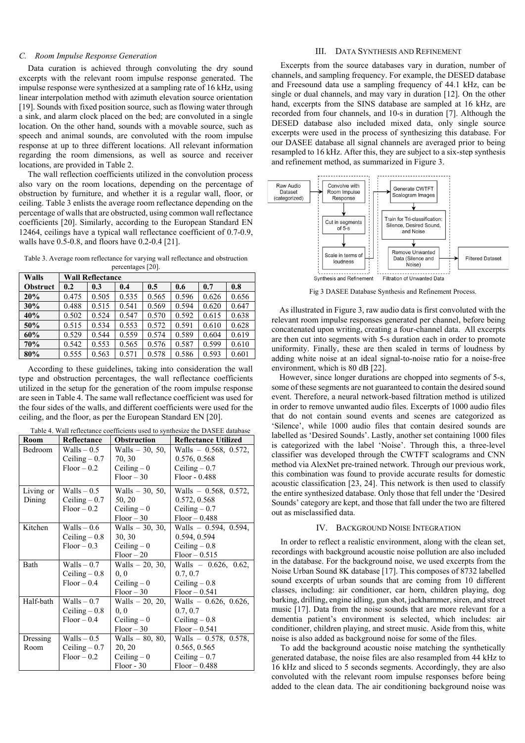### C. Room Impulse Response Generation

Data curation is achieved through convoluting the dry sound excerpts with the relevant room impulse response generated. The impulse response were synthesized at a sampling rate of 16 kHz, using linear interpolation method with azimuth elevation source orientation [19]. Sounds with fixed position source, such as flowing water through a sink, and alarm clock placed on the bed; are convoluted in a single location. On the other hand, sounds with a movable source, such as speech and animal sounds, are convoluted with the room impulse response at up to three different locations. All relevant information regarding the room dimensions, as well as source and receiver locations, are provided in Table 2.

The wall reflection coefficients utilized in the convolution process also vary on the room locations, depending on the percentage of obstruction by furniture, and whether it is a regular wall, floor, or ceiling. Table 3 enlists the average room reflectance depending on the percentage of walls that are obstructed, using common wall reflectance coefficients [20]. Similarly, according to the European Standard EN 12464, ceilings have a typical wall reflectance coefficient of 0.7-0.9, walls have 0.5-0.8, and floors have 0.2-0.4 [21].

Table 3. Average room reflectance for varying wall reflectance and obstruction percentages [20].

| Walls | Wall Reflectance | | | | | | |
|---|---|---|---|---|---|---|---|
| **Obstruct** | **0.2** | **0.3** | **0.4** | **0.5** | **0.6** | **0.7** | **0.8** |
| **20%** | 0.475 | 0.505 | 0.535 | 0.565 | 0.596 | 0.626 | 0.656 |
| **30%** | 0.488 | 0.515 | 0.541 | 0.569 | 0.594 | 0.620 | 0.647 |
| **40%** | 0.502 | 0.524 | 0.547 | 0.570 | 0.592 | 0.615 | 0.638 |
| **50%** | 0.515 | 0.534 | 0.553 | 0.572 | 0.591 | 0.610 | 0.628 |
| **60%** | 0.529 | 0.544 | 0.559 | 0.574 | 0.589 | 0.604 | 0.619 |
| **70%** | 0.542 | 0.553 | 0.565 | 0.576 | 0.587 | 0.599 | 0.610 |
| **80%** | 0.555 | 0.563 | 0.571 | 0.578 | 0.586 | 0.593 | 0.601 |

According to these guidelines, taking into consideration the wall type and obstruction percentages, the wall reflectance coefficients utilized in the setup for the generation of the room impulse response are seen in Table 4. The same wall reflectance coefficient was used for the four sides of the walls, and different coefficients were used for the ceiling, and the floor, as per the European Standard EN [20].

Table 4. Wall reflectance coefficients used to synthesize the DASEE database

| Room | Reflectance | Obstruction | Reflectance Utilized |
|---|---|---|---|
| Bedroom | Walls – 0.5<br>Ceiling – 0.7<br>Floor – 0.2 | Walls – 30, 50, 70, 30<br>Ceiling – 0<br>Floor – 30 | Walls – 0.568, 0.572, 0.576, 0.568<br>Ceiling – 0.7<br>Floor - 0.488 |
| Living or Dining | Walls – 0.5<br>Ceiling – 0.7<br>Floor – 0.2 | Walls – 30, 50, 50, 20<br>Ceiling – 0<br>Floor – 30 | Walls – 0.568, 0.572, 0.572, 0.568<br>Ceiling – 0.7<br>Floor – 0.488 |
| Kitchen | Walls – 0.6<br>Ceiling – 0.8<br>Floor – 0.3 | Walls – 30, 30, 30, 30<br>Ceiling – 0<br>Floor – 20 | Walls – 0.594, 0.594, 0.594, 0.594<br>Ceiling – 0.8<br>Floor – 0.515 |
| Bath | Walls – 0.7<br>Ceiling – 0.8<br>Floor – 0.4 | Walls – 20, 30, 0, 0<br>Ceiling – 0<br>Floor – 30 | Walls – 0.626, 0.62, 0.7, 0.7<br>Ceiling – 0.8<br>Floor – 0.541 |
| Half-bath | Walls – 0.7<br>Ceiling – 0.8<br>Floor – 0.4 | Walls – 20, 20, 0, 0<br>Ceiling – 0<br>Floor – 30 | Walls – 0.626, 0.626, 0.7, 0.7<br>Ceiling – 0.8<br>Floor – 0.541 |
| Dressing Room | Walls – 0.5<br>Ceiling – 0.7<br>Floor – 0.2 | Walls – 80, 80, 20, 20<br>Ceiling – 0<br>Floor - 30 | Walls – 0.578, 0.578, 0.565, 0.565<br>Ceiling – 0.7<br>Floor – 0.488 |

## III. Data Synthesis and Refinement

Excerpts from the source databases vary in duration, number of channels, and sampling frequency. For example, the DESED database and Freesound data use a sampling frequency of 44.1 kHz, can be single or dual channels, and may vary in duration [12]. On the other hand, excerpts from the SINS database are sampled at 16 kHz, are recorded from four channels, and 10-s in duration [7]. Although the DESED database also included mixed data, only single source excerpts were used in the process of synthesizing this database. For our DASEE database all signal channels are averaged prior to being resampled to 16 kHz. After this, they are subject to a six-step synthesis and refinement method, as summarized in Figure 3.

Raw Audio Dataset (categorized) → Convolve with Room Impulse Response → Cut in segments of 5-s → Scale in terms of loudness → Generate CWTFT Scalogram Images → Train for Tri-classification: Silence, Desired Sound, and Noise → Remove Unwanted Data (Silence and Noise) → Filtered Dataset

Synthesis and Refinement | Filtration of Unwanted Data

Fig 3 DASEE Database Synthesis and Refinement Process.

As illustrated in Figure 3, raw audio data is first convoluted with the relevant room impulse responses generated per channel, before being concatenated upon writing, creating a four-channel data. All excerpts are then cut into segments with 5-s duration each in order to promote uniformity. Finally, these are then scaled in terms of loudness by adding white noise at an ideal signal-to-noise ratio for a noise-free environment, which is 80 dB [22].

However, since longer durations are chopped into segments of 5-s, some of these segments are not guaranteed to contain the desired sound event. Therefore, a neural network-based filtration method is utilized in order to remove unwanted audio files. Excerpts of 1000 audio files that do not contain sound events and scenes are categorized as 'Silence', while 1000 audio files that contain desired sounds are labelled as 'Desired Sounds'. Lastly, another set containing 1000 files is categorized with the label 'Noise'. Through this, a three-level classifier was developed through the CWTFT scalograms and CNN method via AlexNet pre-trained network. Through our previous work, this combination was found to provide accurate results for domestic acoustic classification [23, 24]. This network is then used to classify the entire synthesized database. Only those that fell under the 'Desired Sounds' category are kept, and those that fall under the two are filtered out as misclassified data.

## IV. Background Noise Integration

In order to reflect a realistic environment, along with the clean set, recordings with background acoustic noise pollution are also included in the database. For the background noise, we used excerpts from the Noise Urban Sound 8K database [17]. This composes of 8732 labelled sound excerpts of urban sounds that are coming from 10 different classes, including: air conditioner, car horn, children playing, dog barking, drilling, engine idling, gun shot, jackhammer, siren, and street music [17]. Data from the noise sounds that are more relevant for a dementia patient's environment is selected, which includes: air conditioner, children playing, and street music. Aside from this, white noise is also added as background noise for some of the files.

To add the background acoustic noise matching the synthetically generated database, the noise files are also resampled from 44 kHz to 16 kHz and sliced to 5 seconds segments. Accordingly, they are also convoluted with the relevant room impulse responses before being added to the clean data. The air conditioning background noise was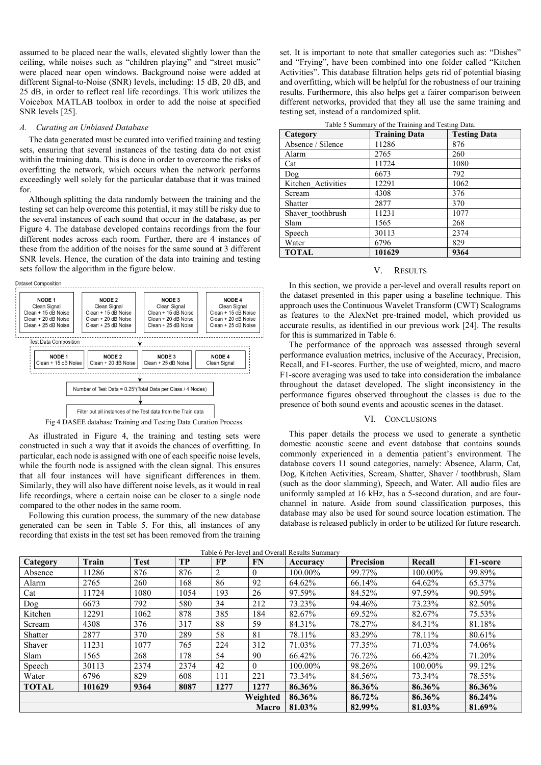assumed to be placed near the walls, elevated slightly lower than the ceiling, while noises such as "children playing" and "street music" were placed near open windows. Background noise were added at different Signal-to-Noise (SNR) levels, including: 15 dB, 20 dB, and 25 dB, in order to reflect real life recordings. This work utilizes the Voicebox MATLAB toolbox in order to add the noise at specified SNR levels [25].

### *A. Curating an Unbiased Database*

The data generated must be curated into verified training and testing sets, ensuring that several instances of the testing data do not exist within the training data. This is done in order to overcome the risks of overfitting the network, which occurs when the network performs exceedingly well solely for the particular database that it was trained for.

Although splitting the data randomly between the training and the testing set can help overcome this potential, it may still be risky due to the several instances of each sound that occur in the database, as per Figure 4. The database developed contains recordings from the four different nodes across each room. Further, there are 4 instances of these from the addition of the noises for the same sound at 3 different SNR levels. Hence, the curation of the data into training and testing sets follow the algorithm in the figure below.

Dataset Composition

| NODE 1 | NODE 2 | NODE 3 | NODE 4 |
|---|---|---|---|
| Clean Signal | Clean Signal | Clean Signal | Clean Signal |
| Clean + 15 dB Noise | Clean + 15 dB Noise | Clean + 15 dB Noise | Clean + 15 dB Noise |
| Clean + 20 dB Noise | Clean + 20 dB Noise | Clean + 20 dB Noise | Clean + 20 dB Noise |
| Clean + 25 dB Noise | Clean + 25 dB Noise | Clean + 25 dB Noise | Clean + 25 dB Noise |

Test Data Composition

| NODE 1 | NODE 2 | NODE 3 | NODE 4 |
|---|---|---|---|
| Clean + 15 dB Noise | Clean + 20 dB Noise | Clean + 25 dB Noise | Clean Signal |

Number of Test Data = 0.25*(Total Data per Class / 4 Nodes)

Filter out all instances of the Test data from the Train data

Fig 4 DASEE database Training and Testing Data Curation Process.

As illustrated in Figure 4, the training and testing sets were constructed in such a way that it avoids the chances of overfitting. In particular, each node is assigned with one of each specific noise levels, while the fourth node is assigned with the clean signal. This ensures that all four instances will have significant differences in them. Similarly, they will also have different noise levels, as it would in real life recordings, where a certain noise can be closer to a single node compared to the other nodes in the same room.

Following this curation process, the summary of the new database generated can be seen in Table 5. For this, all instances of any recording that exists in the test set has been removed from the training set. It is important to note that smaller categories such as: "Dishes" and "Frying", have been combined into one folder called "Kitchen Activities". This database filtration helps gets rid of potential biasing and overfitting, which will be helpful for the robustness of our training results. Furthermore, this also helps get a fairer comparison between different networks, provided that they all use the same training and testing set, instead of a randomized split.

Table 5 Summary of the Training and Testing Data.

| Category | Training Data | Testing Data |
|---|---|---|
| Absence / Silence | 11286 | 876 |
| Alarm | 2765 | 260 |
| Cat | 11724 | 1080 |
| Dog | 6673 | 792 |
| Kitchen_Activities | 12291 | 1062 |
| Scream | 4308 | 376 |
| Shatter | 2877 | 370 |
| Shaver_toothbrush | 11231 | 1077 |
| Slam | 1565 | 268 |
| Speech | 30113 | 2374 |
| Water | 6796 | 829 |
| **TOTAL** | **101629** | **9364** |

## V. Results

In this section, we provide a per-level and overall results report on the dataset presented in this paper using a baseline technique. This approach uses the Continuous Wavelet Transform (CWT) Scalograms as features to the AlexNet pre-trained model, which provided us accurate results, as identified in our previous work [24]. The results for this is summarized in Table 6.

The performance of the approach was assessed through several performance evaluation metrics, inclusive of the Accuracy, Precision, Recall, and F1-scores. Further, the use of weighted, micro, and macro F1-score averaging was used to take into consideration the imbalance throughout the dataset developed. The slight inconsistency in the performance figures observed throughout the classes is due to the presence of both sound events and acoustic scenes in the dataset.

## VI. Conclusions

This paper details the process we used to generate a synthetic domestic acoustic scene and event database that contains sounds commonly experienced in a dementia patient's environment. The database covers 11 sound categories, namely: Absence, Alarm, Cat, Dog, Kitchen Activities, Scream, Shatter, Shaver / toothbrush, Slam (such as the door slamming), Speech, and Water. All audio files are uniformly sampled at 16 kHz, has a 5-second duration, and are four-channel in nature. Aside from sound classification purposes, this database may also be used for sound source location estimation. The database is released publicly in order to be utilized for future research.

Table 6 Per-level and Overall Results Summary

| Category | Train | Test | TP | FP | FN | Accuracy | Precision | Recall | F1-score |
|---|---|---|---|---|---|---|---|---|---|
| Absence | 11286 | 876 | 876 | 2 | 0 | 100.00% | 99.77% | 100.00% | 99.89% |
| Alarm | 2765 | 260 | 168 | 86 | 92 | 64.62% | 66.14% | 64.62% | 65.37% |
| Cat | 11724 | 1080 | 1054 | 193 | 26 | 97.59% | 84.52% | 97.59% | 90.59% |
| Dog | 6673 | 792 | 580 | 34 | 212 | 73.23% | 94.46% | 73.23% | 82.50% |
| Kitchen | 12291 | 1062 | 878 | 385 | 184 | 82.67% | 69.52% | 82.67% | 75.53% |
| Scream | 4308 | 376 | 317 | 88 | 59 | 84.31% | 78.27% | 84.31% | 81.18% |
| Shatter | 2877 | 370 | 289 | 58 | 81 | 78.11% | 83.29% | 78.11% | 80.61% |
| Shaver | 11231 | 1077 | 765 | 224 | 312 | 71.03% | 77.35% | 71.03% | 74.06% |
| Slam | 1565 | 268 | 178 | 54 | 90 | 66.42% | 76.72% | 66.42% | 71.20% |
| Speech | 30113 | 2374 | 2374 | 42 | 0 | 100.00% | 98.26% | 100.00% | 99.12% |
| Water | 6796 | 829 | 608 | 111 | 221 | 73.34% | 84.56% | 73.34% | 78.55% |
| **TOTAL** | **101629** | **9364** | **8087** | **1277** | **1277** | **86.36%** | **86.36%** | **86.36%** | **86.36%** |
| | | | | | **Weighted** | **86.36%** | **86.72%** | **86.36%** | **86.24%** |
| | | | | | **Macro** | **81.03%** | **82.99%** | **81.03%** | **81.69%** |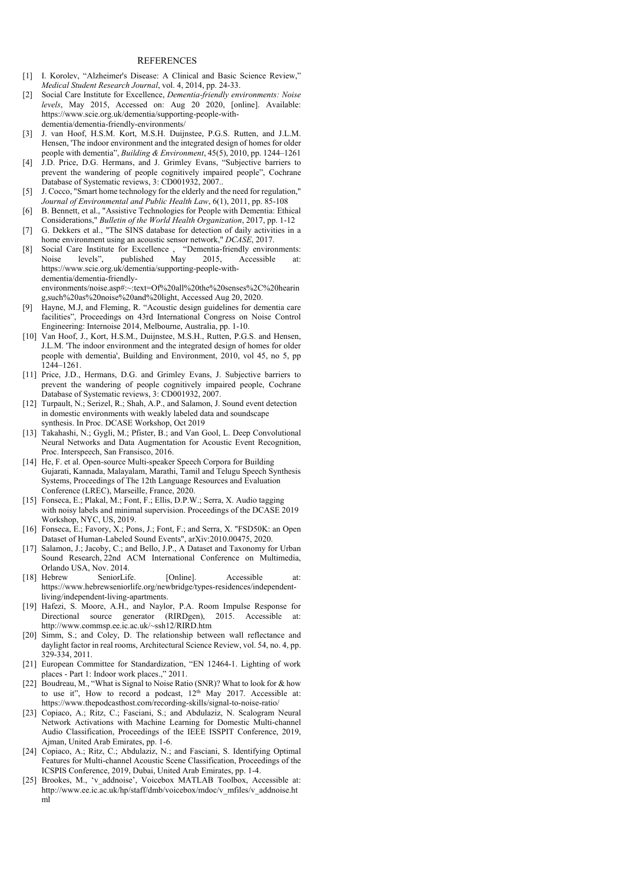# REFERENCES

[1] I. Korolev, "Alzheimer's Disease: A Clinical and Basic Science Review," *Medical Student Research Journal*, vol. 4, 2014, pp. 24-33.

[2] Social Care Institute for Excellence, *Dementia-friendly environments: Noise levels*, May 2015, Accessed on: Aug 20 2020, [online]. Available: https://www.scie.org.uk/dementia/supporting-people-with-dementia/dementia-friendly-environments/

[3] J. van Hoof, H.S.M. Kort, M.S.H. Duijnstee, P.G.S. Rutten, and J.L.M. Hensen, 'The indoor environment and the integrated design of homes for older people with dementia", *Building & Environment*, 45(5), 2010, pp. 1244–1261

[4] J.D. Price, D.G. Hermans, and J. Grimley Evans, "Subjective barriers to prevent the wandering of people cognitively impaired people", Cochrane Database of Systematic reviews, 3: CD001932, 2007..

[5] J. Cocco, "Smart home technology for the elderly and the need for regulation," *Journal of Environmental and Public Health Law*, 6(1), 2011, pp. 85-108

[6] B. Bennett, et al., "Assistive Technologies for People with Dementia: Ethical Considerations," *Bulletin of the World Health Organization*, 2017, pp. 1-12

[7] G. Dekkers et al., "The SINS database for detection of daily activities in a home environment using an acoustic sensor network," *DCASE*, 2017.

[8] Social Care Institute for Excellence , "Dementia-friendly environments: Noise levels", published May 2015, Accessible at: https://www.scie.org.uk/dementia/supporting-people-with-dementia/dementia-friendly-environments/noise.asp#:~:text=Of%20all%20the%20senses%2C%20hearing,such%20as%20noise%20and%20light, Accessed Aug 20, 2020.

[9] Hayne, M.J, and Fleming, R. "Acoustic design guidelines for dementia care facilities", Proceedings on 43rd International Congress on Noise Control Engineering: Internoise 2014, Melbourne, Australia, pp. 1-10.

[10] Van Hoof, J., Kort, H.S.M., Duijnstee, M.S.H., Rutten, P.G.S. and Hensen, J.L.M. 'The indoor environment and the integrated design of homes for older people with dementia', Building and Environment, 2010, vol 45, no 5, pp 1244–1261.

[11] Price, J.D., Hermans, D.G. and Grimley Evans, J. Subjective barriers to prevent the wandering of people cognitively impaired people, Cochrane Database of Systematic reviews, 3: CD001932, 2007.

[12] Turpault, N.; Serizel, R.; Shah, A.P., and Salamon, J. Sound event detection in domestic environments with weakly labeled data and soundscape synthesis. In Proc. DCASE Workshop, Oct 2019

[13] Takahashi, N.; Gygli, M.; Pfister, B.; and Van Gool, L. Deep Convolutional Neural Networks and Data Augmentation for Acoustic Event Recognition, Proc. Interspeech, San Fransisco, 2016.

[14] He, F. et al. Open-source Multi-speaker Speech Corpora for Building Gujarati, Kannada, Malayalam, Marathi, Tamil and Telugu Speech Synthesis Systems, Proceedings of The 12th Language Resources and Evaluation Conference (LREC), Marseille, France, 2020.

[15] Fonseca, E.; Plakal, M.; Font, F.; Ellis, D.P.W.; Serra, X. Audio tagging with noisy labels and minimal supervision. Proceedings of the DCASE 2019 Workshop, NYC, US, 2019.

[16] Fonseca, E.; Favory, X.; Pons, J.; Font, F.; and Serra, X. "FSD50K: an Open Dataset of Human-Labeled Sound Events", arXiv:2010.00475, 2020.

[17] Salamon, J.; Jacoby, C.; and Bello, J.P., A Dataset and Taxonomy for Urban Sound Research, 22nd ACM International Conference on Multimedia, Orlando USA, Nov. 2014.

[18] Hebrew SeniorLife. [Online]. Accessible at: https://www.hebrewseniorlife.org/newbridge/types-residences/independent-living/independent-living-apartments.

[19] Hafezi, S. Moore, A.H., and Naylor, P.A. Room Impulse Response for Directional source generator (RIRDgen), 2015. Accessible at: http://www.commsp.ee.ic.ac.uk/~ssh12/RIRD.htm

[20] Simm, S.; and Coley, D. The relationship between wall reflectance and daylight factor in real rooms, Architectural Science Review, vol. 54, no. 4, pp. 329-334, 2011.

[21] European Committee for Standardization, "EN 12464-1. Lighting of work places - Part 1: Indoor work places.," 2011.

[22] Boudreau, M., "What is Signal to Noise Ratio (SNR)? What to look for & how to use it", How to record a podcast, 12th May 2017. Accessible at: https://www.thepodcasthost.com/recording-skills/signal-to-noise-ratio/

[23] Copiaco, A.; Ritz, C.; Fasciani, S.; and Abdulaziz, N. Scalogram Neural Network Activations with Machine Learning for Domestic Multi-channel Audio Classification, Proceedings of the IEEE ISSPIT Conference, 2019, Ajman, United Arab Emirates, pp. 1-6.

[24] Copiaco, A.; Ritz, C.; Abdulaziz, N.; and Fasciani, S. Identifying Optimal Features for Multi-channel Acoustic Scene Classification, Proceedings of the ICSPIS Conference, 2019, Dubai, United Arab Emirates, pp. 1-4.

[25] Brookes, M., 'v_addnoise', Voicebox MATLAB Toolbox, Accessible at: http://www.ee.ic.ac.uk/hp/staff/dmb/voicebox/mdoc/v_mfiles/v_addnoise.html